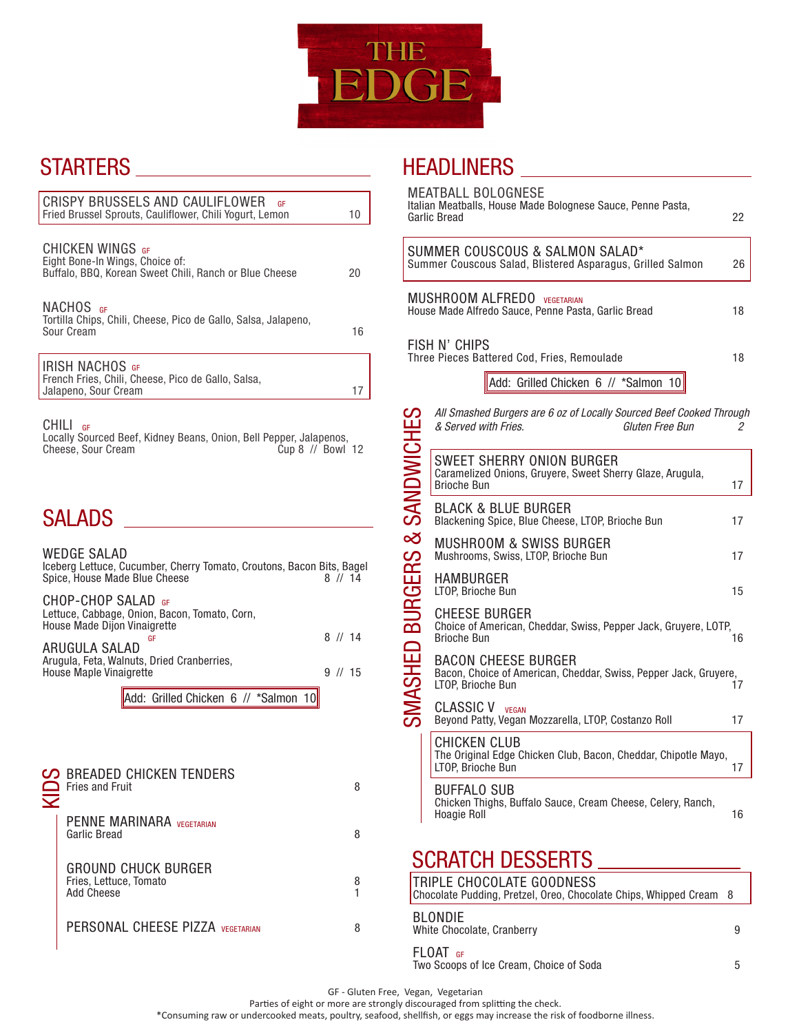# THE EDGE

## STARTERS

**CRISPY BRUSSELS AND CAULIFLOWER** GF
Fried Brussel Sprouts, Cauliflower, Chili Yogurt, Lemon — 10

**CHICKEN WINGS** GF
Eight Bone-In Wings, Choice of:
Buffalo, BBQ, Korean Sweet Chili, Ranch or Blue Cheese — 20

**NACHOS** GF
Tortilla Chips, Chili, Cheese, Pico de Gallo, Salsa, Jalapeno, Sour Cream — 16

**IRISH NACHOS** GF
French Fries, Chili, Cheese, Pico de Gallo, Salsa, Jalapeno, Sour Cream — 17

**CHILI** GF
Locally Sourced Beef, Kidney Beans, Onion, Bell Pepper, Jalapenos, Cheese, Sour Cream — Cup 8 // Bowl 12

## SALADS

**WEDGE SALAD**
Iceberg Lettuce, Cucumber, Cherry Tomato, Croutons, Bacon Bits, Bagel Spice, House Made Blue Cheese — 8 // 14

**CHOP-CHOP SALAD** GF
Lettuce, Cabbage, Onion, Bacon, Tomato, Corn, House Made Dijon Vinaigrette — 8 // 14

**ARUGULA SALAD** GF
Arugula, Feta, Walnuts, Dried Cranberries, House Maple Vinaigrette — 9 // 15

Add: Grilled Chicken 6 // *Salmon 10

## KIDS

**BREADED CHICKEN TENDERS**
Fries and Fruit — 8

**PENNE MARINARA** VEGETARIAN
Garlic Bread — 8

**GROUND CHUCK BURGER**
Fries, Lettuce, Tomato — 8
Add Cheese — 1

**PERSONAL CHEESE PIZZA** VEGETARIAN — 8

## HEADLINERS

**MEATBALL BOLOGNESE**
Italian Meatballs, House Made Bolognese Sauce, Penne Pasta, Garlic Bread — 22

**SUMMER COUSCOUS & SALMON SALAD***
Summer Couscous Salad, Blistered Asparagus, Grilled Salmon — 26

**MUSHROOM ALFREDO** VEGETARIAN
House Made Alfredo Sauce, Penne Pasta, Garlic Bread — 18

**FISH N' CHIPS**
Three Pieces Battered Cod, Fries, Remoulade — 18

Add: Grilled Chicken 6 // *Salmon 10

## SMASHED BURGERS & SANDWICHES

*All Smashed Burgers are 6 oz of Locally Sourced Beef Cooked Through & Served with Fries.* *Gluten Free Bun* 2

**SWEET SHERRY ONION BURGER**
Caramelized Onions, Gruyere, Sweet Sherry Glaze, Arugula, Brioche Bun — 17

**BLACK & BLUE BURGER**
Blackening Spice, Blue Cheese, LTOP, Brioche Bun — 17

**MUSHROOM & SWISS BURGER**
Mushrooms, Swiss, LTOP, Brioche Bun — 17

**HAMBURGER**
LTOP, Brioche Bun — 15

**CHEESE BURGER**
Choice of American, Cheddar, Swiss, Pepper Jack, Gruyere, LOTP, Brioche Bun — 16

**BACON CHEESE BURGER**
Bacon, Choice of American, Cheddar, Swiss, Pepper Jack, Gruyere, LTOP, Brioche Bun — 17

**CLASSIC V** VEGAN
Beyond Patty, Vegan Mozzarella, LTOP, Costanzo Roll — 17

**CHICKEN CLUB**
The Original Edge Chicken Club, Bacon, Cheddar, Chipotle Mayo, LTOP, Brioche Bun — 17

**BUFFALO SUB**
Chicken Thighs, Buffalo Sauce, Cream Cheese, Celery, Ranch, Hoagie Roll — 16

## SCRATCH DESSERTS

**TRIPLE CHOCOLATE GOODNESS**
Chocolate Pudding, Pretzel, Oreo, Chocolate Chips, Whipped Cream — 8

**BLONDIE**
White Chocolate, Cranberry — 9

**FLOAT** GF
Two Scoops of Ice Cream, Choice of Soda — 5

GF - Gluten Free, Vegan, Vegetarian
Parties of eight or more are strongly discouraged from splitting the check.
*Consuming raw or undercooked meats, poultry, seafood, shellfish, or eggs may increase the risk of foodborne illness.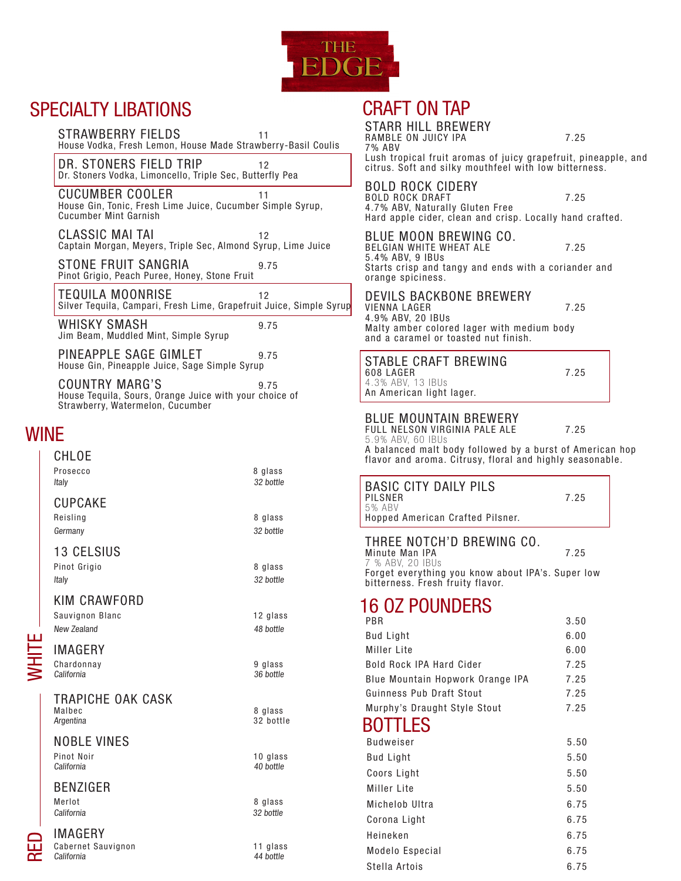# THE EDGE

## SPECIALTY LIBATIONS

**STRAWBERRY FIELDS** 11
House Vodka, Fresh Lemon, House Made Strawberry-Basil Coulis

**DR. STONERS FIELD TRIP** 12
Dr. Stoners Vodka, Limoncello, Triple Sec, Butterfly Pea

**CUCUMBER COOLER** 11
House Gin, Tonic, Fresh Lime Juice, Cucumber Simple Syrup, Cucumber Mint Garnish

**CLASSIC MAI TAI** 12
Captain Morgan, Meyers, Triple Sec, Almond Syrup, Lime Juice

**STONE FRUIT SANGRIA** 9.75
Pinot Grigio, Peach Puree, Honey, Stone Fruit

**TEQUILA MOONRISE** 12
Silver Tequila, Campari, Fresh Lime, Grapefruit Juice, Simple Syrup

**WHISKY SMASH** 9.75
Jim Beam, Muddled Mint, Simple Syrup

**PINEAPPLE SAGE GIMLET** 9.75
House Gin, Pineapple Juice, Sage Simple Syrup

**COUNTRY MARG'S** 9.75
House Tequila, Sours, Orange Juice with your choice of Strawberry, Watermelon, Cucumber

## WINE

### WHITE

**CHLOE**
Prosecco — 8 glass
*Italy* — *32 bottle*

**CUPCAKE**
Reisling — 8 glass
*Germany* — *32 bottle*

**13 CELSIUS**
Pinot Grigio — 8 glass
*Italy* — *32 bottle*

**KIM CRAWFORD**
Sauvignon Blanc — 12 glass
*New Zealand* — *48 bottle*

**IMAGERY**
Chardonnay — 9 glass
*California* — *36 bottle*

### RED

**TRAPICHE OAK CASK**
Malbec — 8 glass
*Argentina* — 32 bottle

**NOBLE VINES**
Pinot Noir — 10 glass
*California* — *40 bottle*

**BENZIGER**
Merlot — 8 glass
*California* — *32 bottle*

**IMAGERY**
Cabernet Sauvignon — 11 glass
*California* — *44 bottle*

## CRAFT ON TAP

**STARR HILL BREWERY**
RAMBLE ON JUICY IPA — 7.25
7% ABV
Lush tropical fruit aromas of juicy grapefruit, pineapple, and citrus. Soft and silky mouthfeel with low bitterness.

**BOLD ROCK CIDERY**
BOLD ROCK DRAFT — 7.25
4.7% ABV, Naturally Gluten Free
Hard apple cider, clean and crisp. Locally hand crafted.

**BLUE MOON BREWING CO.**
BELGIAN WHITE WHEAT ALE — 7.25
5.4% ABV, 9 IBUs
Starts crisp and tangy and ends with a coriander and orange spiciness.

**DEVILS BACKBONE BREWERY**
VIENNA LAGER — 7.25
4.9% ABV, 20 IBUs
Malty amber colored lager with medium body and a caramel or toasted nut finish.

**STABLE CRAFT BREWING**
608 LAGER — 7.25
4.3% ABV, 13 IBUs
An American light lager.

**BLUE MOUNTAIN BREWERY**
FULL NELSON VIRGINIA PALE ALE — 7.25
5.9% ABV, 60 IBUs
A balanced malt body followed by a burst of American hop flavor and aroma. Citrusy, floral and highly seasonable.

**BASIC CITY DAILY PILS**
PILSNER — 7.25
5% ABV
Hopped American Crafted Pilsner.

**THREE NOTCH'D BREWING CO.**
Minute Man IPA — 7.25
7 % ABV, 20 IBUs
Forget everything you know about IPA's. Super low bitterness. Fresh fruity flavor.

## 16 OZ POUNDERS

| | |
|---|---|
| PBR | 3.50 |
| Bud Light | 6.00 |
| Miller Lite | 6.00 |
| Bold Rock IPA Hard Cider | 7.25 |
| Blue Mountain Hopwork Orange IPA | 7.25 |
| Guinness Pub Draft Stout | 7.25 |
| Murphy's Draught Style Stout | 7.25 |

## BOTTLES

| | |
|---|---|
| Budweiser | 5.50 |
| Bud Light | 5.50 |
| Coors Light | 5.50 |
| Miller Lite | 5.50 |
| Michelob Ultra | 6.75 |
| Corona Light | 6.75 |
| Heineken | 6.75 |
| Modelo Especial | 6.75 |
| Stella Artois | 6.75 |